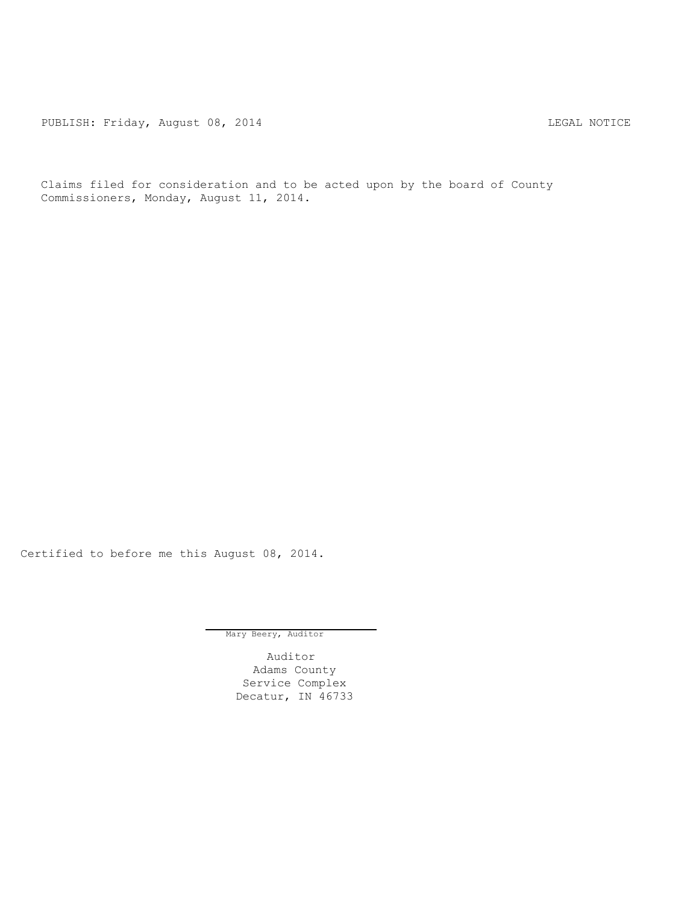PUBLISH: Friday, August 08, 2014 LEGAL NOTICE

Claims filed for consideration and to be acted upon by the board of County Commissioners, Monday, August 11, 2014.

Certified to before me this August 08, 2014.

Mary Beery, Auditor

Auditor
Adams County
Service Complex
Decatur, IN 46733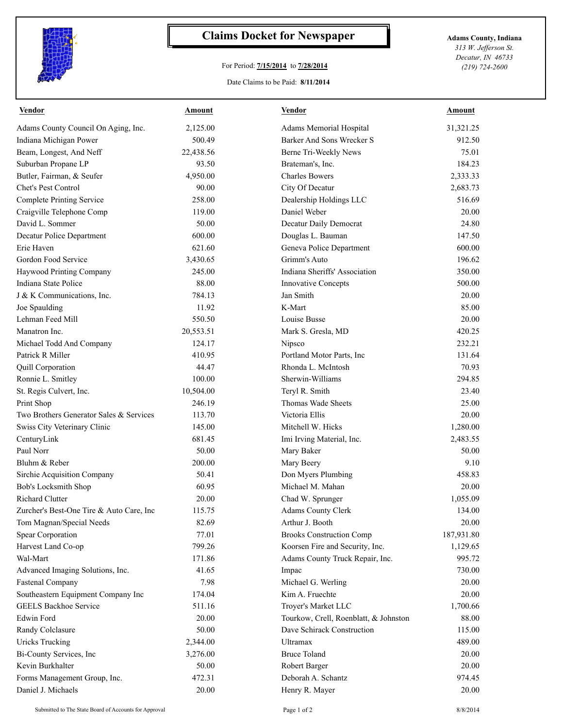# Claims Docket for Newspaper

For Period: **7/15/2014** to **7/28/2014**

Date Claims to be Paid: **8/11/2014**

**Adams County, Indiana**
*313 W. Jefferson St.*
*Decatur, IN 46733*
*(219) 724-2600*

| Vendor | Amount | Vendor | Amount |
|---|---|---|---|
| Adams County Council On Aging, Inc. | 2,125.00 | Adams Memorial Hospital | 31,321.25 |
| Indiana Michigan Power | 500.49 | Barker And Sons Wrecker S | 912.50 |
| Beam, Longest, And Neff | 22,438.56 | Berne Tri-Weekly News | 75.01 |
| Suburban Propane LP | 93.50 | Brateman's, Inc. | 184.23 |
| Butler, Fairman, & Seufer | 4,950.00 | Charles Bowers | 2,333.33 |
| Chet's Pest Control | 90.00 | City Of Decatur | 2,683.73 |
| Complete Printing Service | 258.00 | Dealership Holdings LLC | 516.69 |
| Craigville Telephone Comp | 119.00 | Daniel Weber | 20.00 |
| David L. Sommer | 50.00 | Decatur Daily Democrat | 24.80 |
| Decatur Police Department | 600.00 | Douglas L. Bauman | 147.50 |
| Erie Haven | 621.60 | Geneva Police Department | 600.00 |
| Gordon Food Service | 3,430.65 | Grimm's Auto | 196.62 |
| Haywood Printing Company | 245.00 | Indiana Sheriffs' Association | 350.00 |
| Indiana State Police | 88.00 | Innovative Concepts | 500.00 |
| J & K Communications, Inc. | 784.13 | Jan Smith | 20.00 |
| Joe Spaulding | 11.92 | K-Mart | 85.00 |
| Lehman Feed Mill | 550.50 | Louise Busse | 20.00 |
| Manatron Inc. | 20,553.51 | Mark S. Gresla, MD | 420.25 |
| Michael Todd And Company | 124.17 | Nipsco | 232.21 |
| Patrick R Miller | 410.95 | Portland Motor Parts, Inc | 131.64 |
| Quill Corporation | 44.47 | Rhonda L. McIntosh | 70.93 |
| Ronnie L. Smitley | 100.00 | Sherwin-Williams | 294.85 |
| St. Regis Culvert, Inc. | 10,504.00 | Teryl R. Smith | 23.40 |
| Print Shop | 246.19 | Thomas Wade Sheets | 25.00 |
| Two Brothers Generator Sales & Services | 113.70 | Victoria Ellis | 20.00 |
| Swiss City Veterinary Clinic | 145.00 | Mitchell W. Hicks | 1,280.00 |
| CenturyLink | 681.45 | Imi Irving Material, Inc. | 2,483.55 |
| Paul Norr | 50.00 | Mary Baker | 50.00 |
| Bluhm & Reber | 200.00 | Mary Beery | 9.10 |
| Sirchie Acquisition Company | 50.41 | Don Myers Plumbing | 458.83 |
| Bob's Locksmith Shop | 60.95 | Michael M. Mahan | 20.00 |
| Richard Clutter | 20.00 | Chad W. Sprunger | 1,055.09 |
| Zurcher's Best-One Tire & Auto Care, Inc | 115.75 | Adams County Clerk | 134.00 |
| Tom Magnan/Special Needs | 82.69 | Arthur J. Booth | 20.00 |
| Spear Corporation | 77.01 | Brooks Construction Comp | 187,931.80 |
| Harvest Land Co-op | 799.26 | Koorsen Fire and Security, Inc. | 1,129.65 |
| Wal-Mart | 171.86 | Adams County Truck Repair, Inc. | 995.72 |
| Advanced Imaging Solutions, Inc. | 41.65 | Impac | 730.00 |
| Fastenal Company | 7.98 | Michael G. Werling | 20.00 |
| Southeastern Equipment Company Inc | 174.04 | Kim A. Fruechte | 20.00 |
| GEELS Backhoe Service | 511.16 | Troyer's Market LLC | 1,700.66 |
| Edwin Ford | 20.00 | Tourkow, Crell, Roenblatt, & Johnston | 88.00 |
| Randy Colclasure | 50.00 | Dave Schirack Construction | 115.00 |
| Uricks Trucking | 2,344.00 | Ultramax | 489.00 |
| Bi-County Services, Inc | 3,276.00 | Bruce Toland | 20.00 |
| Kevin Burkhalter | 50.00 | Robert Barger | 20.00 |
| Forms Management Group, Inc. | 472.31 | Deborah A. Schantz | 974.45 |
| Daniel J. Michaels | 20.00 | Henry R. Mayer | 20.00 |

Submitted to The State Board of Accounts for Approval — 8/8/2014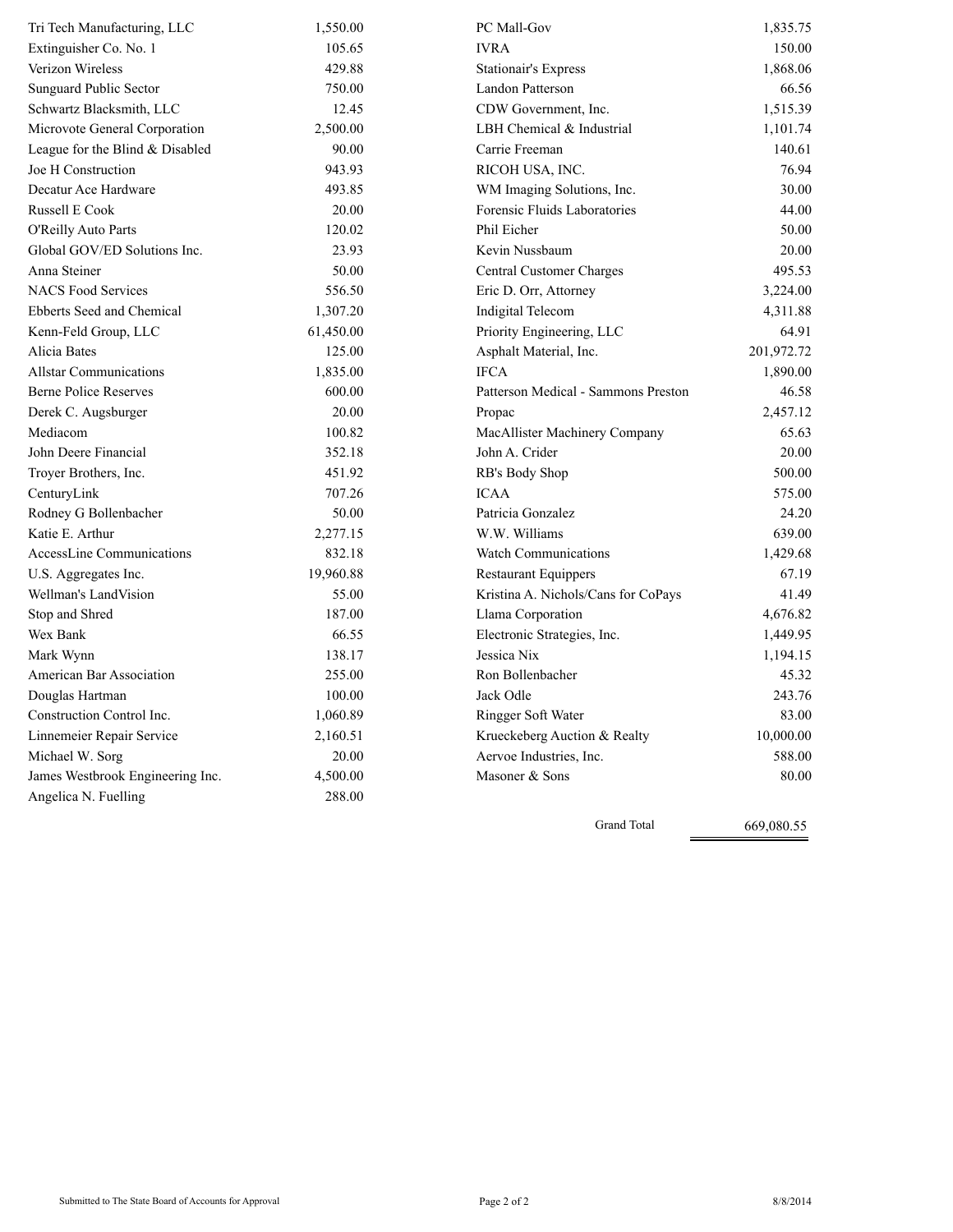| | |
|---|---|
| Tri Tech Manufacturing, LLC | 1,550.00 |
| Extinguisher Co. No. 1 | 105.65 |
| Verizon Wireless | 429.88 |
| Sunguard Public Sector | 750.00 |
| Schwartz Blacksmith, LLC | 12.45 |
| Microvote General Corporation | 2,500.00 |
| League for the Blind & Disabled | 90.00 |
| Joe H Construction | 943.93 |
| Decatur Ace Hardware | 493.85 |
| Russell E Cook | 20.00 |
| O'Reilly Auto Parts | 120.02 |
| Global GOV/ED Solutions Inc. | 23.93 |
| Anna Steiner | 50.00 |
| NACS Food Services | 556.50 |
| Ebberts Seed and Chemical | 1,307.20 |
| Kenn-Feld Group, LLC | 61,450.00 |
| Allicia Bates | 125.00 |
| Allstar Communications | 1,835.00 |
| Berne Police Reserves | 600.00 |
| Derek C. Augsburger | 20.00 |
| Mediacom | 100.82 |
| John Deere Financial | 352.18 |
| Troyer Brothers, Inc. | 451.92 |
| CenturyLink | 707.26 |
| Rodney G Bollenbacher | 50.00 |
| Katie E. Arthur | 2,277.15 |
| AccessLine Communications | 832.18 |
| U.S. Aggregates Inc. | 19,960.88 |
| Wellman's LandVision | 55.00 |
| Stop and Shred | 187.00 |
| Wex Bank | 66.55 |
| Mark Wynn | 138.17 |
| American Bar Association | 255.00 |
| Douglas Hartman | 100.00 |
| Construction Control Inc. | 1,060.89 |
| Linnemeier Repair Service | 2,160.51 |
| Michael W. Sorg | 20.00 |
| James Westbrook Engineering Inc. | 4,500.00 |
| Angelica N. Fuelling | 288.00 |
| PC Mall-Gov | 1,835.75 |
| IVRA | 150.00 |
| Stationair's Express | 1,868.06 |
| Landon Patterson | 66.56 |
| CDW Government, Inc. | 1,515.39 |
| LBH Chemical & Industrial | 1,101.74 |
| Carrie Freeman | 140.61 |
| RICOH USA, INC. | 76.94 |
| WM Imaging Solutions, Inc. | 30.00 |
| Forensic Fluids Laboratories | 44.00 |
| Phil Eicher | 50.00 |
| Kevin Nussbaum | 20.00 |
| Central Customer Charges | 495.53 |
| Eric D. Orr, Attorney | 3,224.00 |
| Indigital Telecom | 4,311.88 |
| Priority Engineering, LLC | 64.91 |
| Asphalt Material, Inc. | 201,972.72 |
| IFCA | 1,890.00 |
| Patterson Medical - Sammons Preston | 46.58 |
| Propac | 2,457.12 |
| MacAllister Machinery Company | 65.63 |
| John A. Crider | 20.00 |
| RB's Body Shop | 500.00 |
| ICAA | 575.00 |
| Patricia Gonzalez | 24.20 |
| W.W. Williams | 639.00 |
| Watch Communications | 1,429.68 |
| Restaurant Equippers | 67.19 |
| Kristina A. Nichols/Cans for CoPays | 41.49 |
| Llama Corporation | 4,676.82 |
| Electronic Strategies, Inc. | 1,449.95 |
| Jessica Nix | 1,194.15 |
| Ron Bollenbacher | 45.32 |
| Jack Odle | 243.76 |
| Ringger Soft Water | 83.00 |
| Krueckeberg Auction & Realty | 10,000.00 |
| Aervoe Industries, Inc. | 588.00 |
| Masoner & Sons | 80.00 |
| **Grand Total** | **669,080.55** |

Submitted to The State Board of Accounts for Approval

8/8/2014